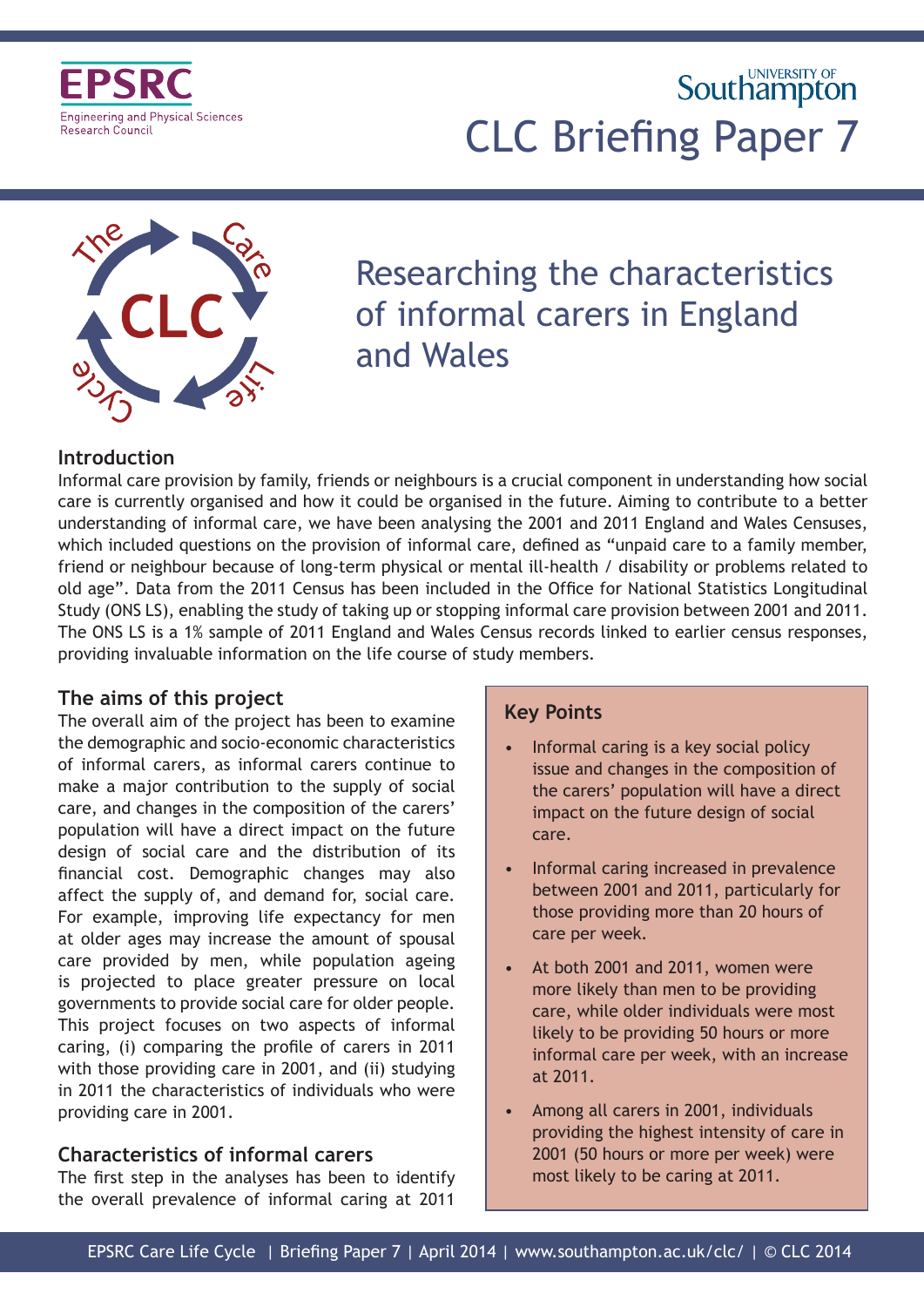EPSRC
Engineering and Physical Sciences Research Council

University of Southampton

# CLC Briefing Paper 7

## Researching the characteristics of informal carers in England and Wales

### Introduction

Informal care provision by family, friends or neighbours is a crucial component in understanding how social care is currently organised and how it could be organised in the future. Aiming to contribute to a better understanding of informal care, we have been analysing the 2001 and 2011 England and Wales Censuses, which included questions on the provision of informal care, defined as "unpaid care to a family member, friend or neighbour because of long-term physical or mental ill-health / disability or problems related to old age". Data from the 2011 Census has been included in the Office for National Statistics Longitudinal Study (ONS LS), enabling the study of taking up or stopping informal care provision between 2001 and 2011. The ONS LS is a 1% sample of 2011 England and Wales Census records linked to earlier census responses, providing invaluable information on the life course of study members.

### The aims of this project

The overall aim of the project has been to examine the demographic and socio-economic characteristics of informal carers, as informal carers continue to make a major contribution to the supply of social care, and changes in the composition of the carers' population will have a direct impact on the future design of social care and the distribution of its financial cost. Demographic changes may also affect the supply of, and demand for, social care. For example, improving life expectancy for men at older ages may increase the amount of spousal care provided by men, while population ageing is projected to place greater pressure on local governments to provide social care for older people. This project focuses on two aspects of informal caring, (i) comparing the profile of carers in 2011 with those providing care in 2001, and (ii) studying in 2011 the characteristics of individuals who were providing care in 2001.

### Key Points

- Informal caring is a key social policy issue and changes in the composition of the carers' population will have a direct impact on the future design of social care.
- Informal caring increased in prevalence between 2001 and 2011, particularly for those providing more than 20 hours of care per week.
- At both 2001 and 2011, women were more likely than men to be providing care, while older individuals were most likely to be providing 50 hours or more informal care per week, with an increase at 2011.
- Among all carers in 2001, individuals providing the highest intensity of care in 2001 (50 hours or more per week) were most likely to be caring at 2011.

### Characteristics of informal carers

The first step in the analyses has been to identify the overall prevalence of informal caring at 2011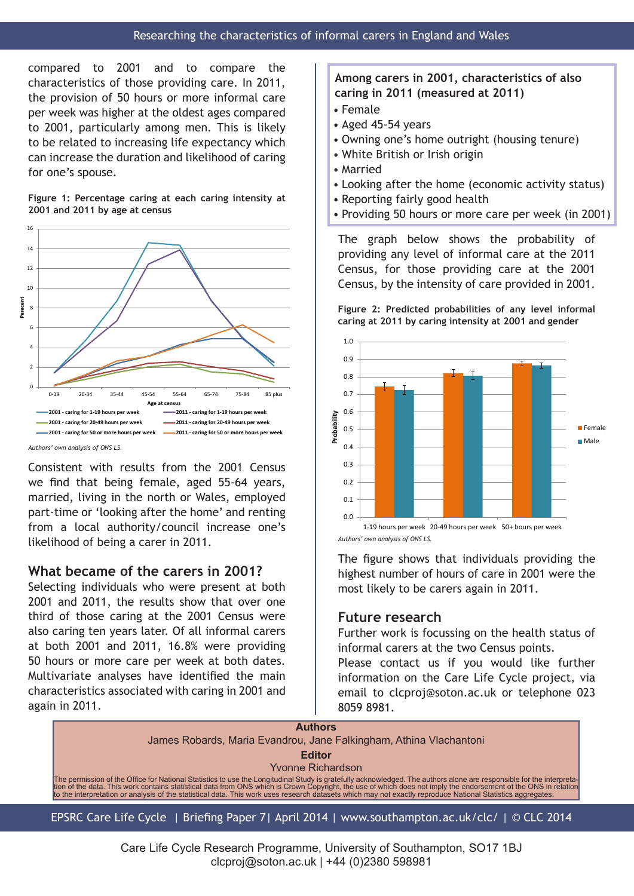compared to 2001 and to compare the characteristics of those providing care. In 2011, the provision of 50 hours or more informal care per week was higher at the oldest ages compared to 2001, particularly among men. This is likely to be related to increasing life expectancy which can increase the duration and likelihood of caring for one's spouse.

**Figure 1: Percentage caring at each caring intensity at 2001 and 2011 by age at census**

Perecent

16
14
12
10
8
6
4
2
0

0-19
20-34
35-44
45-54
55-64
65-74
75-84
85 plus

Age at census

2001 - caring for 1-19 hours per week
2011 - caring for 1-19 hours per week
2001 - caring for 20-49 hours per week
2011 - caring for 20-49 hours per week
2001 - caring for 50 or more hours per week
2011 - caring for 50 or more hours per week

*Authors' own analysis of ONS LS.*

Consistent with results from the 2001 Census we find that being female, aged 55-64 years, married, living in the north or Wales, employed part-time or 'looking after the home' and renting from a local authority/council increase one's likelihood of being a carer in 2011.

## What became of the carers in 2001?

Selecting individuals who were present at both 2001 and 2011, the results show that over one third of those caring at the 2001 Census were also caring ten years later. Of all informal carers at both 2001 and 2011, 16.8% were providing 50 hours or more care per week at both dates. Multivariate analyses have identified the main characteristics associated with caring in 2001 and again in 2011.

**Among carers in 2001, characteristics of also caring in 2011 (measured at 2011)**

- Female
- Aged 45-54 years
- Owning one's home outright (housing tenure)
- White British or Irish origin
- Married
- Looking after the home (economic activity status)
- Reporting fairly good health
- Providing 50 hours or more care per week (in 2001)

The graph below shows the probability of providing any level of informal care at the 2011 Census, for those providing care at the 2001 Census, by the intensity of care provided in 2001.

**Figure 2: Predicted probabilities of any level informal caring at 2011 by caring intensity at 2001 and gender**

Probability

1.0
0.9
0.8
0.7
0.6
0.5
0.4
0.3
0.2
0.1
0.0

1-19 hours per week
20-49 hours per week
50+ hours per week

Female
Male

*Authors' own analysis of ONS LS.*

The figure shows that individuals providing the highest number of hours of care in 2001 were the most likely to be carers again in 2011.

## Future research

Further work is focussing on the health status of informal carers at the two Census points.
Please contact us if you would like further information on the Care Life Cycle project, via email to clcproj@soton.ac.uk or telephone 023 8059 8981.

**Authors**

James Robards, Maria Evandrou, Jane Falkingham, Athina Vlachantoni

**Editor**

Yvonne Richardson

The permission of the Office for National Statistics to use the Longitudinal Study is gratefully acknowledged. The authors alone are responsible for the interpretation of the data. This work contains statistical data from ONS which is Crown Copyright, the use of which does not imply the endorsement of the ONS in relation to the interpretation or analysis of the statistical data. This work uses research datasets which may not exactly reproduce National Statistics aggregates.

EPSRC Care Life Cycle | Briefing Paper 7| April 2014 | www.southampton.ac.uk/clc/ | © CLC 2014

Care Life Cycle Research Programme, University of Southampton, SO17 1BJ
clcproj@soton.ac.uk | +44 (0)2380 598981